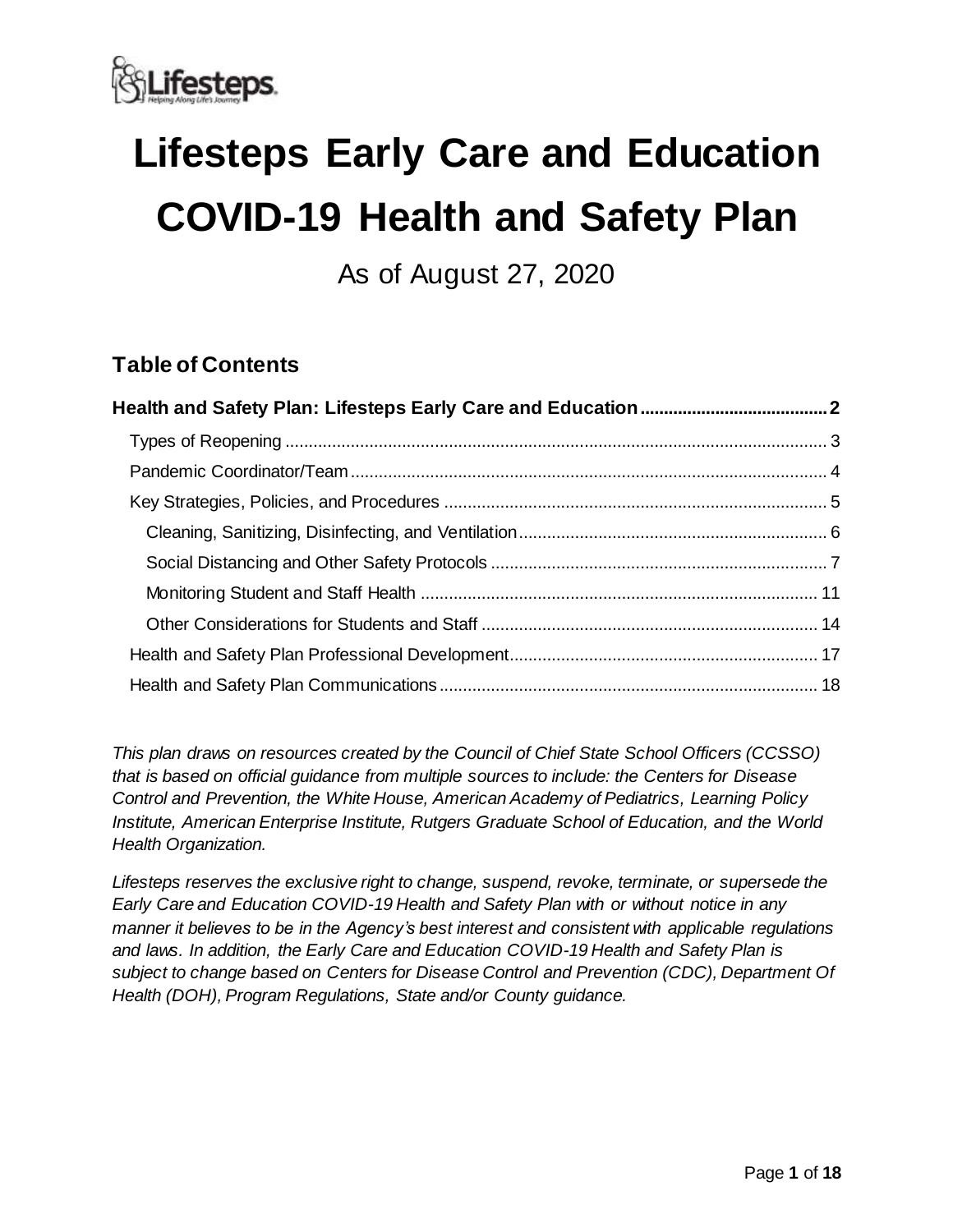# Lifesteps Early Care and Education COVID-19 Health and Safety Plan

As of August 27, 2020

## Table of Contents

**Health and Safety Plan: Lifesteps Early Care and Education ........................................ 2**

- Types of Reopening ........................................ 3
- Pandemic Coordinator/Team ........................................ 4
- Key Strategies, Policies, and Procedures ........................................ 5
  - Cleaning, Sanitizing, Disinfecting, and Ventilation ........................................ 6
  - Social Distancing and Other Safety Protocols ........................................ 7
  - Monitoring Student and Staff Health ........................................ 11
  - Other Considerations for Students and Staff ........................................ 14
- Health and Safety Plan Professional Development ........................................ 17
- Health and Safety Plan Communications ........................................ 18

*This plan draws on resources created by the Council of Chief State School Officers (CCSSO) that is based on official guidance from multiple sources to include: the Centers for Disease Control and Prevention, the White House, American Academy of Pediatrics, Learning Policy Institute, American Enterprise Institute, Rutgers Graduate School of Education, and the World Health Organization.*

*Lifesteps reserves the exclusive right to change, suspend, revoke, terminate, or supersede the Early Care and Education COVID-19 Health and Safety Plan with or without notice in any manner it believes to be in the Agency's best interest and consistent with applicable regulations and laws. In addition, the Early Care and Education COVID-19 Health and Safety Plan is subject to change based on Centers for Disease Control and Prevention (CDC), Department Of Health (DOH), Program Regulations, State and/or County guidance.*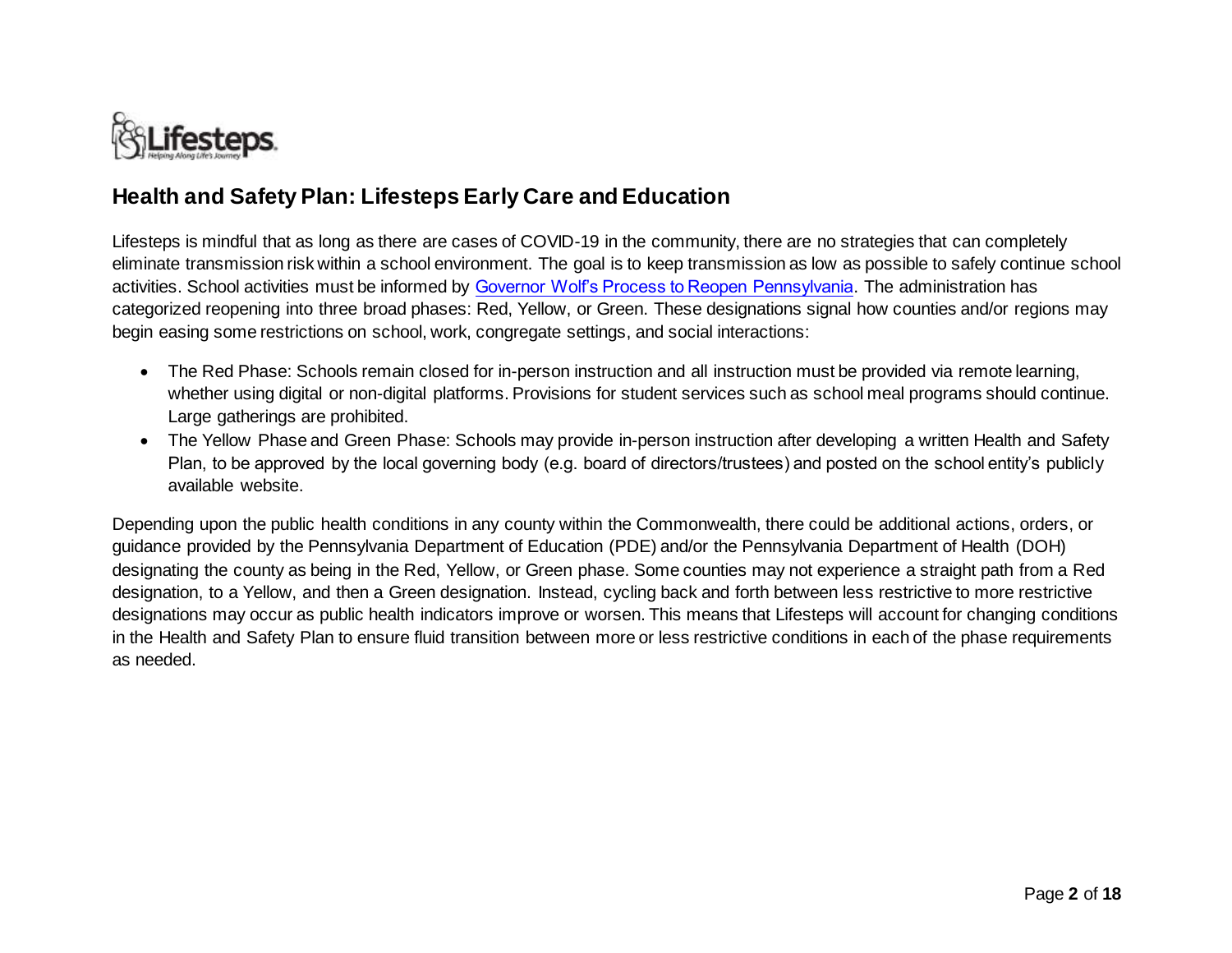## Health and Safety Plan: Lifesteps Early Care and Education

Lifesteps is mindful that as long as there are cases of COVID-19 in the community, there are no strategies that can completely eliminate transmission risk within a school environment. The goal is to keep transmission as low as possible to safely continue school activities. School activities must be informed by [Governor Wolf's Process to Reopen Pennsylvania](). The administration has categorized reopening into three broad phases: Red, Yellow, or Green. These designations signal how counties and/or regions may begin easing some restrictions on school, work, congregate settings, and social interactions:

- The Red Phase: Schools remain closed for in-person instruction and all instruction must be provided via remote learning, whether using digital or non-digital platforms. Provisions for student services such as school meal programs should continue. Large gatherings are prohibited.
- The Yellow Phase and Green Phase: Schools may provide in-person instruction after developing a written Health and Safety Plan, to be approved by the local governing body (e.g. board of directors/trustees) and posted on the school entity's publicly available website.

Depending upon the public health conditions in any county within the Commonwealth, there could be additional actions, orders, or guidance provided by the Pennsylvania Department of Education (PDE) and/or the Pennsylvania Department of Health (DOH) designating the county as being in the Red, Yellow, or Green phase. Some counties may not experience a straight path from a Red designation, to a Yellow, and then a Green designation. Instead, cycling back and forth between less restrictive to more restrictive designations may occur as public health indicators improve or worsen. This means that Lifesteps will account for changing conditions in the Health and Safety Plan to ensure fluid transition between more or less restrictive conditions in each of the phase requirements as needed.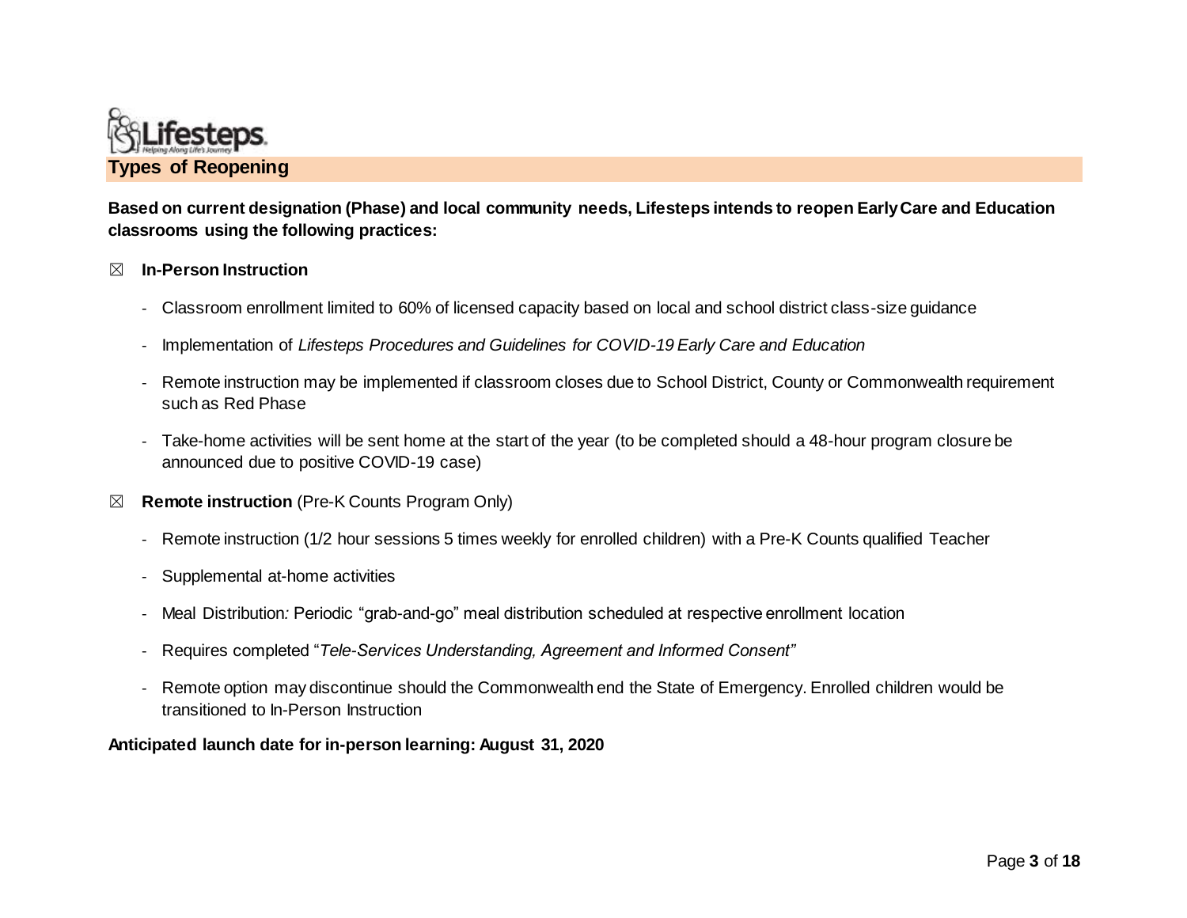## Types of Reopening

**Based on current designation (Phase) and local community needs, Lifesteps intends to reopen Early Care and Education classrooms using the following practices:**

☒ **In-Person Instruction**

- Classroom enrollment limited to 60% of licensed capacity based on local and school district class-size guidance
- Implementation of *Lifesteps Procedures and Guidelines for COVID-19 Early Care and Education*
- Remote instruction may be implemented if classroom closes due to School District, County or Commonwealth requirement such as Red Phase
- Take-home activities will be sent home at the start of the year (to be completed should a 48-hour program closure be announced due to positive COVID-19 case)

☒ **Remote instruction** (Pre-K Counts Program Only)

- Remote instruction (1/2 hour sessions 5 times weekly for enrolled children) with a Pre-K Counts qualified Teacher
- Supplemental at-home activities
- Meal Distribution*:* Periodic "grab-and-go" meal distribution scheduled at respective enrollment location
- Requires completed "*Tele-Services Understanding, Agreement and Informed Consent"*
- Remote option may discontinue should the Commonwealth end the State of Emergency. Enrolled children would be transitioned to In-Person Instruction

**Anticipated launch date for in-person learning: August 31, 2020**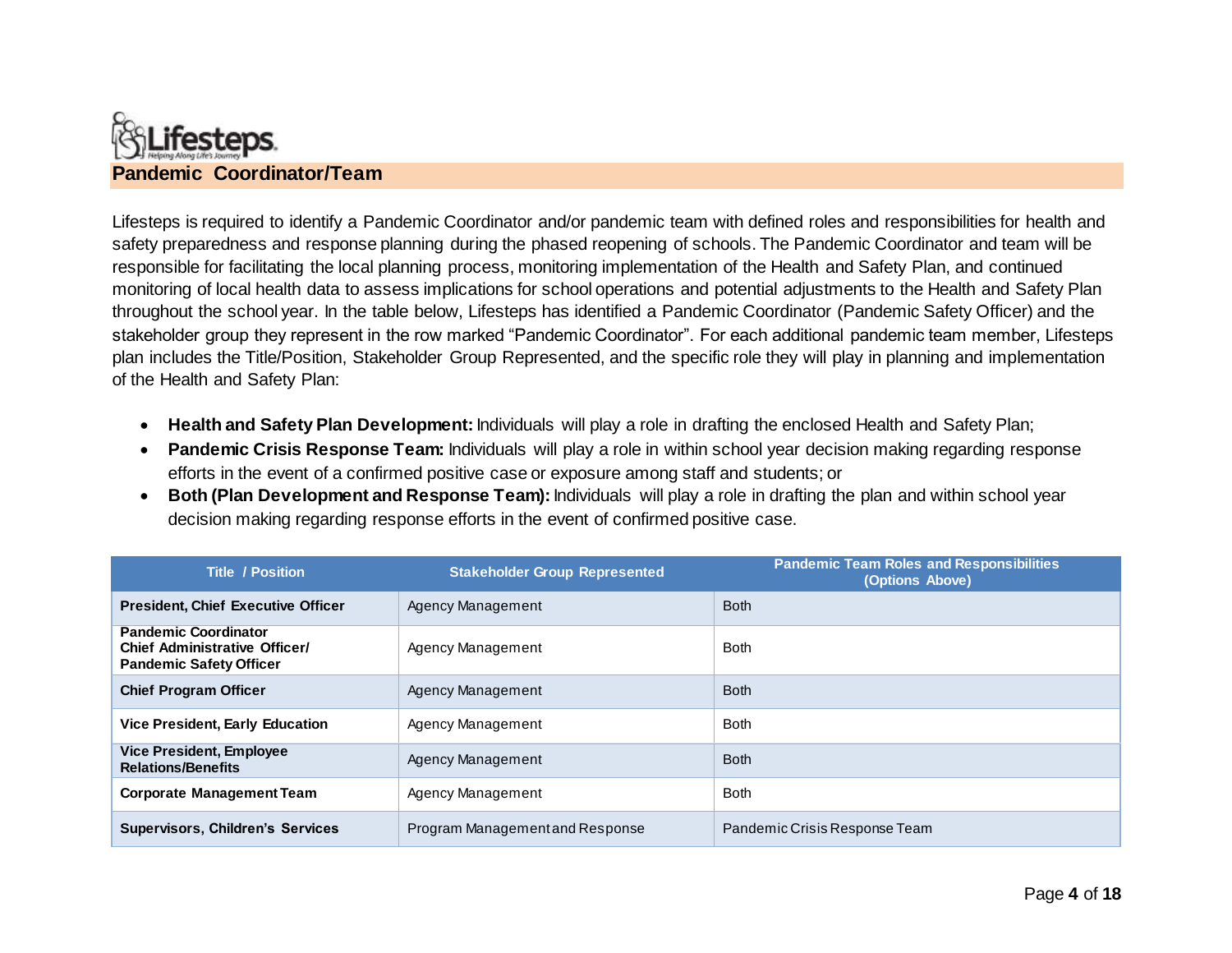## Pandemic Coordinator/Team

Lifesteps is required to identify a Pandemic Coordinator and/or pandemic team with defined roles and responsibilities for health and safety preparedness and response planning during the phased reopening of schools. The Pandemic Coordinator and team will be responsible for facilitating the local planning process, monitoring implementation of the Health and Safety Plan, and continued monitoring of local health data to assess implications for school operations and potential adjustments to the Health and Safety Plan throughout the school year. In the table below, Lifesteps has identified a Pandemic Coordinator (Pandemic Safety Officer) and the stakeholder group they represent in the row marked "Pandemic Coordinator". For each additional pandemic team member, Lifesteps plan includes the Title/Position, Stakeholder Group Represented, and the specific role they will play in planning and implementation of the Health and Safety Plan:

- **Health and Safety Plan Development:** Individuals will play a role in drafting the enclosed Health and Safety Plan;
- **Pandemic Crisis Response Team:** Individuals will play a role in within school year decision making regarding response efforts in the event of a confirmed positive case or exposure among staff and students; or
- **Both (Plan Development and Response Team):** Individuals will play a role in drafting the plan and within school year decision making regarding response efforts in the event of confirmed positive case.

| Title / Position | Stakeholder Group Represented | Pandemic Team Roles and Responsibilities (Options Above) |
|---|---|---|
| **President, Chief Executive Officer** | Agency Management | Both |
| **Pandemic Coordinator Chief Administrative Officer/ Pandemic Safety Officer** | Agency Management | Both |
| **Chief Program Officer** | Agency Management | Both |
| **Vice President, Early Education** | Agency Management | Both |
| **Vice President, Employee Relations/Benefits** | Agency Management | Both |
| **Corporate Management Team** | Agency Management | Both |
| **Supervisors, Children's Services** | Program Management and Response | Pandemic Crisis Response Team |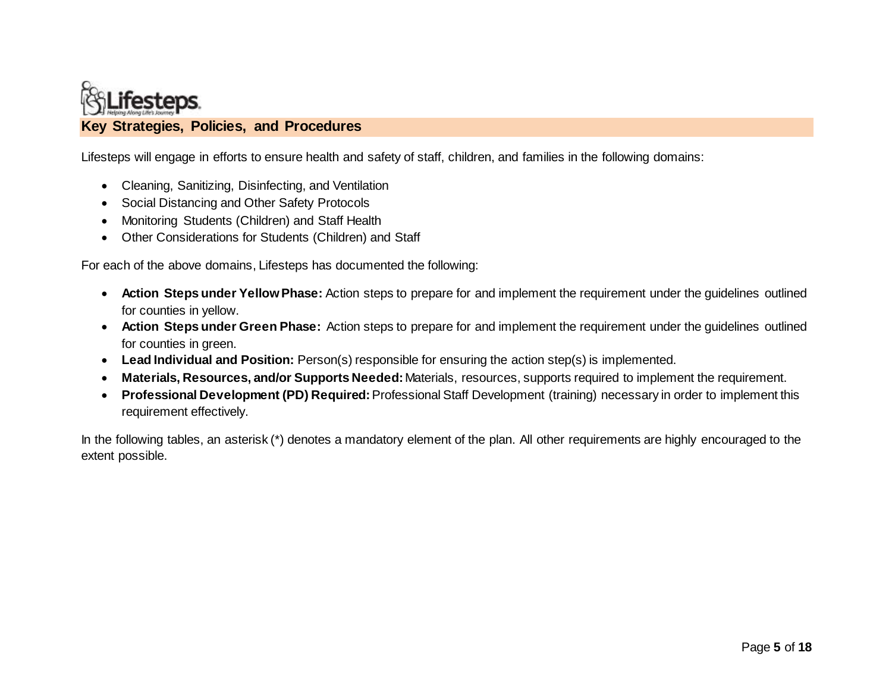## Key Strategies, Policies, and Procedures

Lifesteps will engage in efforts to ensure health and safety of staff, children, and families in the following domains:

- Cleaning, Sanitizing, Disinfecting, and Ventilation
- Social Distancing and Other Safety Protocols
- Monitoring Students (Children) and Staff Health
- Other Considerations for Students (Children) and Staff

For each of the above domains, Lifesteps has documented the following:

- **Action Steps under Yellow Phase:** Action steps to prepare for and implement the requirement under the guidelines outlined for counties in yellow.
- **Action Steps under Green Phase:** Action steps to prepare for and implement the requirement under the guidelines outlined for counties in green.
- **Lead Individual and Position:** Person(s) responsible for ensuring the action step(s) is implemented.
- **Materials, Resources, and/or Supports Needed:** Materials, resources, supports required to implement the requirement.
- **Professional Development (PD) Required:** Professional Staff Development (training) necessary in order to implement this requirement effectively.

In the following tables, an asterisk (*) denotes a mandatory element of the plan. All other requirements are highly encouraged to the extent possible.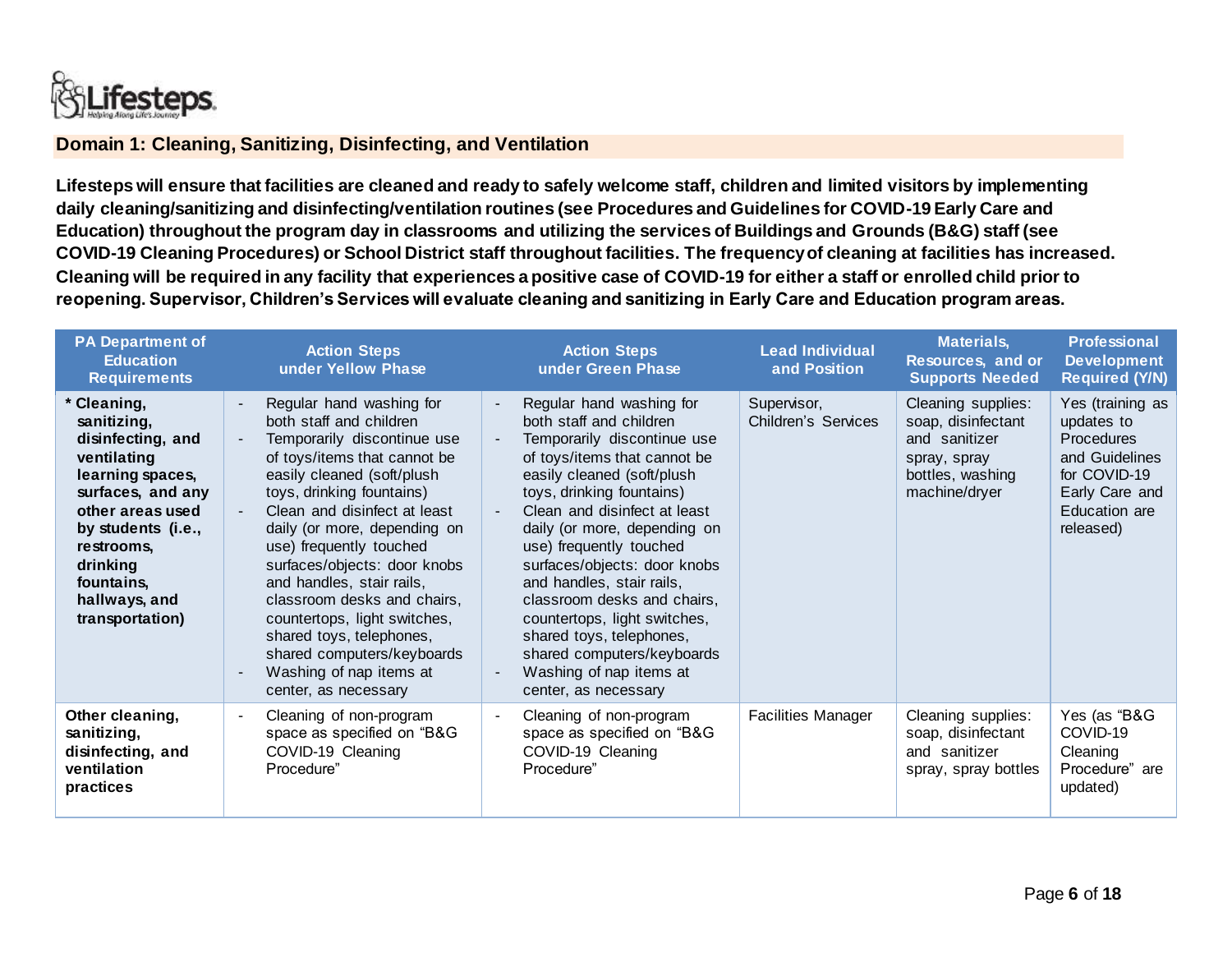## Domain 1: Cleaning, Sanitizing, Disinfecting, and Ventilation

**Lifesteps will ensure that facilities are cleaned and ready to safely welcome staff, children and limited visitors by implementing daily cleaning/sanitizing and disinfecting/ventilation routines (see Procedures and Guidelines for COVID-19 Early Care and Education) throughout the program day in classrooms and utilizing the services of Buildings and Grounds (B&G) staff (see COVID-19 Cleaning Procedures) or School District staff throughout facilities. The frequency of cleaning at facilities has increased. Cleaning will be required in any facility that experiences a positive case of COVID-19 for either a staff or enrolled child prior to reopening. Supervisor, Children's Services will evaluate cleaning and sanitizing in Early Care and Education program areas.**

| PA Department of Education Requirements | Action Steps under Yellow Phase | Action Steps under Green Phase | Lead Individual and Position | Materials, Resources, and or Supports Needed | Professional Development Required (Y/N) |
|---|---|---|---|---|---|
| **\* Cleaning, sanitizing, disinfecting, and ventilating learning spaces, surfaces, and any other areas used by students (i.e., restrooms, drinking fountains, hallways, and transportation)** | - Regular hand washing for both staff and children<br>- Temporarily discontinue use of toys/items that cannot be easily cleaned (soft/plush toys, drinking fountains)<br>- Clean and disinfect at least daily (or more, depending on use) frequently touched surfaces/objects: door knobs and handles, stair rails, classroom desks and chairs, countertops, light switches, shared toys, telephones, shared computers/keyboards<br>- Washing of nap items at center, as necessary | - Regular hand washing for both staff and children<br>- Temporarily discontinue use of toys/items that cannot be easily cleaned (soft/plush toys, drinking fountains)<br>- Clean and disinfect at least daily (or more, depending on use) frequently touched surfaces/objects: door knobs and handles, stair rails, classroom desks and chairs, countertops, light switches, shared toys, telephones, shared computers/keyboards<br>- Washing of nap items at center, as necessary | Supervisor, Children's Services | Cleaning supplies: soap, disinfectant and sanitizer spray, spray bottles, washing machine/dryer | Yes (training as updates to Procedures and Guidelines for COVID-19 Early Care and Education are released) |
| **Other cleaning, sanitizing, disinfecting, and ventilation practices** | - Cleaning of non-program space as specified on "B&G COVID-19 Cleaning Procedure" | - Cleaning of non-program space as specified on "B&G COVID-19 Cleaning Procedure" | Facilities Manager | Cleaning supplies: soap, disinfectant and sanitizer spray, spray bottles | Yes (as "B&G COVID-19 Cleaning Procedure" are updated) |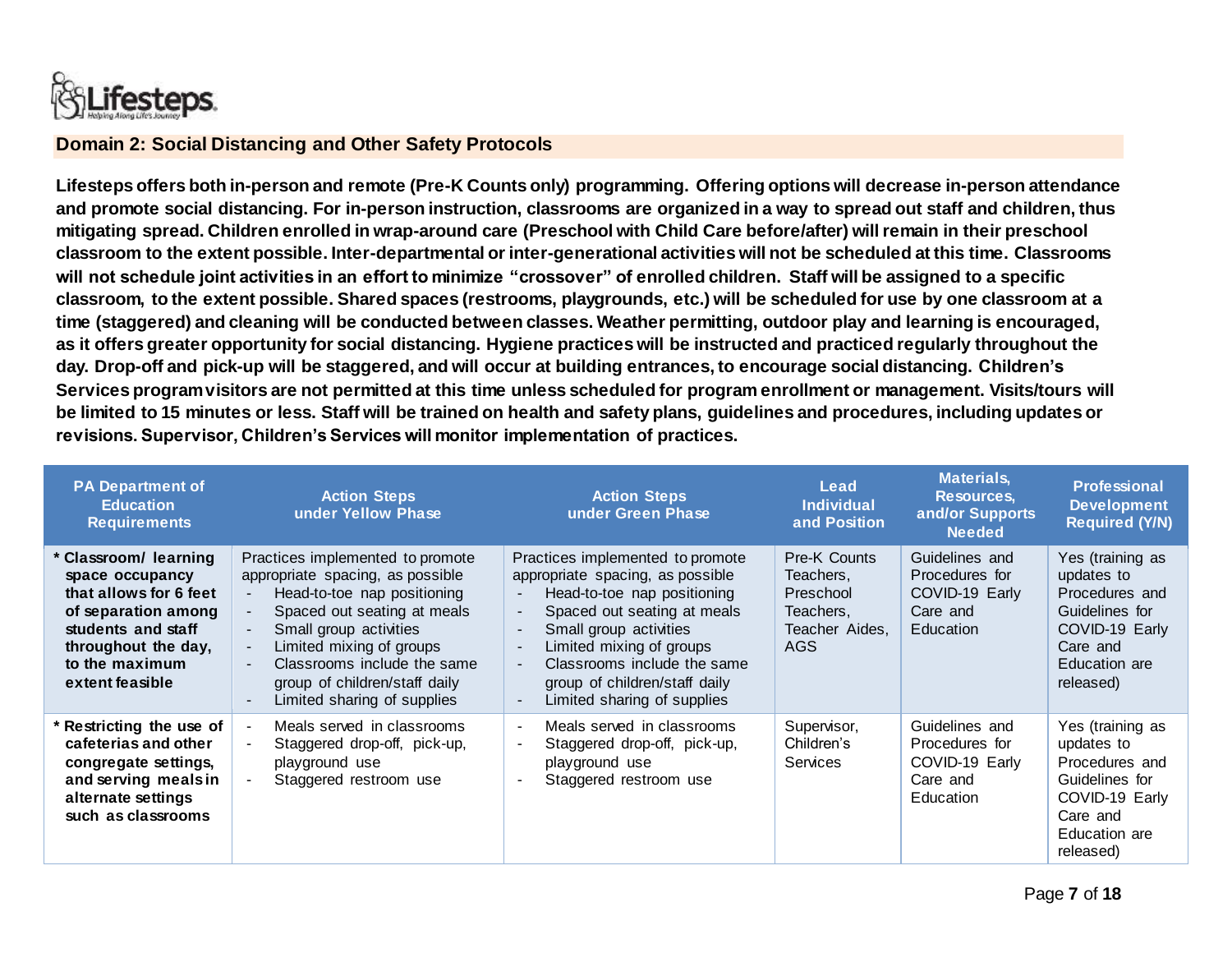## Domain 2: Social Distancing and Other Safety Protocols

**Lifesteps offers both in-person and remote (Pre-K Counts only) programming. Offering options will decrease in-person attendance and promote social distancing. For in-person instruction, classrooms are organized in a way to spread out staff and children, thus mitigating spread. Children enrolled in wrap-around care (Preschool with Child Care before/after) will remain in their preschool classroom to the extent possible. Inter-departmental or inter-generational activities will not be scheduled at this time. Classrooms will not schedule joint activities in an effort to minimize "crossover" of enrolled children. Staff will be assigned to a specific classroom, to the extent possible. Shared spaces (restrooms, playgrounds, etc.) will be scheduled for use by one classroom at a time (staggered) and cleaning will be conducted between classes. Weather permitting, outdoor play and learning is encouraged, as it offers greater opportunity for social distancing. Hygiene practices will be instructed and practiced regularly throughout the day. Drop-off and pick-up will be staggered, and will occur at building entrances, to encourage social distancing. Children's Services program visitors are not permitted at this time unless scheduled for program enrollment or management. Visits/tours will be limited to 15 minutes or less. Staff will be trained on health and safety plans, guidelines and procedures, including updates or revisions. Supervisor, Children's Services will monitor implementation of practices.**

| PA Department of Education Requirements | Action Steps under Yellow Phase | Action Steps under Green Phase | Lead Individual and Position | Materials, Resources, and/or Supports Needed | Professional Development Required (Y/N) |
|---|---|---|---|---|---|
| **\* Classroom/ learning space occupancy that allows for 6 feet of separation among students and staff throughout the day, to the maximum extent feasible** | Practices implemented to promote appropriate spacing, as possible<br>- Head-to-toe nap positioning<br>- Spaced out seating at meals<br>- Small group activities<br>- Limited mixing of groups<br>- Classrooms include the same group of children/staff daily<br>- Limited sharing of supplies | Practices implemented to promote appropriate spacing, as possible<br>- Head-to-toe nap positioning<br>- Spaced out seating at meals<br>- Small group activities<br>- Limited mixing of groups<br>- Classrooms include the same group of children/staff daily<br>- Limited sharing of supplies | Pre-K Counts Teachers, Preschool Teachers, Teacher Aides, AGS | Guidelines and Procedures for COVID-19 Early Care and Education | Yes (training as updates to Procedures and Guidelines for COVID-19 Early Care and Education are released) |
| **\* Restricting the use of cafeterias and other congregate settings, and serving meals in alternate settings such as classrooms** | - Meals served in classrooms<br>- Staggered drop-off, pick-up, playground use<br>- Staggered restroom use | - Meals served in classrooms<br>- Staggered drop-off, pick-up, playground use<br>- Staggered restroom use | Supervisor, Children's Services | Guidelines and Procedures for COVID-19 Early Care and Education | Yes (training as updates to Procedures and Guidelines for COVID-19 Early Care and Education are released) |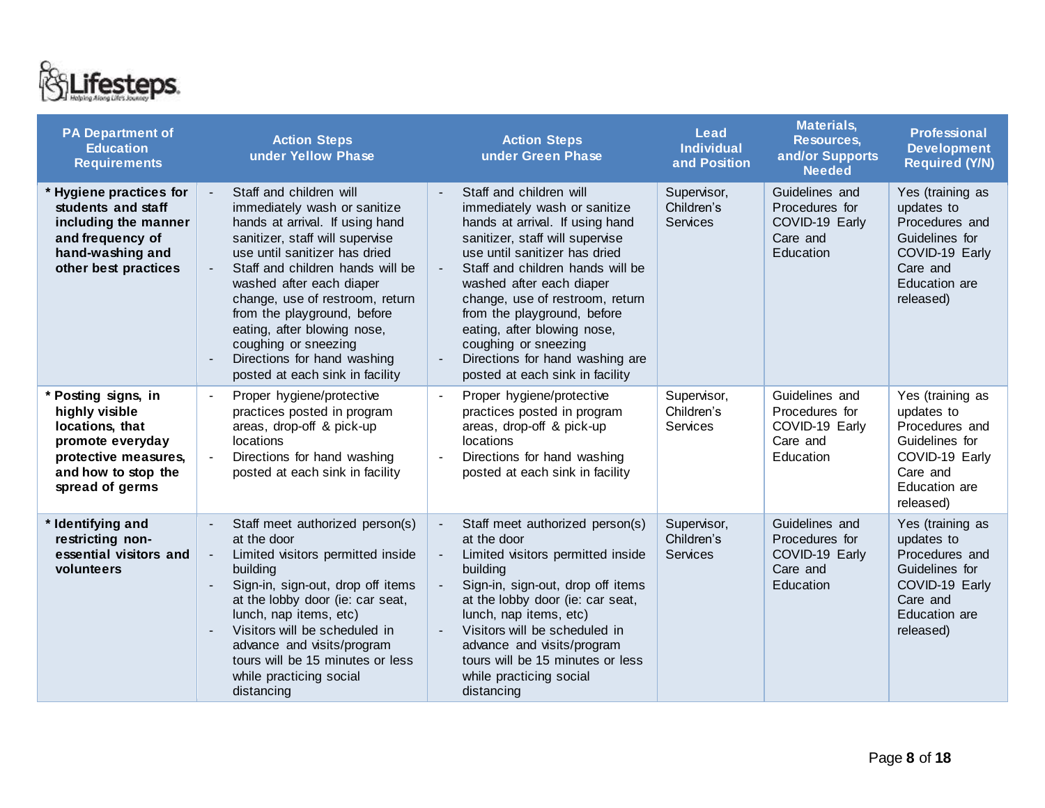| PA Department of Education Requirements | Action Steps under Yellow Phase | Action Steps under Green Phase | Lead Individual and Position | Materials, Resources, and/or Supports Needed | Professional Development Required (Y/N) |
|---|---|---|---|---|---|
| **\* Hygiene practices for students and staff including the manner and frequency of hand-washing and other best practices** | - Staff and children will immediately wash or sanitize hands at arrival. If using hand sanitizer, staff will supervise use until sanitizer has dried<br>- Staff and children hands will be washed after each diaper change, use of restroom, return from the playground, before eating, after blowing nose, coughing or sneezing<br>- Directions for hand washing posted at each sink in facility | - Staff and children will immediately wash or sanitize hands at arrival. If using hand sanitizer, staff will supervise use until sanitizer has dried<br>- Staff and children hands will be washed after each diaper change, use of restroom, return from the playground, before eating, after blowing nose, coughing or sneezing<br>- Directions for hand washing are posted at each sink in facility | Supervisor, Children's Services | Guidelines and Procedures for COVID-19 Early Care and Education | Yes (training as updates to Procedures and Guidelines for COVID-19 Early Care and Education are released) |
| **\* Posting signs, in highly visible locations, that promote everyday protective measures, and how to stop the spread of germs** | - Proper hygiene/protective practices posted in program areas, drop-off & pick-up locations<br>- Directions for hand washing posted at each sink in facility | - Proper hygiene/protective practices posted in program areas, drop-off & pick-up locations<br>- Directions for hand washing posted at each sink in facility | Supervisor, Children's Services | Guidelines and Procedures for COVID-19 Early Care and Education | Yes (training as updates to Procedures and Guidelines for COVID-19 Early Care and Education are released) |
| **\* Identifying and restricting non-essential visitors and volunteers** | - Staff meet authorized person(s) at the door<br>- Limited visitors permitted inside building<br>- Sign-in, sign-out, drop off items at the lobby door (ie: car seat, lunch, nap items, etc)<br>- Visitors will be scheduled in advance and visits/program tours will be 15 minutes or less while practicing social distancing | - Staff meet authorized person(s) at the door<br>- Limited visitors permitted inside building<br>- Sign-in, sign-out, drop off items at the lobby door (ie: car seat, lunch, nap items, etc)<br>- Visitors will be scheduled in advance and visits/program tours will be 15 minutes or less while practicing social distancing | Supervisor, Children's Services | Guidelines and Procedures for COVID-19 Early Care and Education | Yes (training as updates to Procedures and Guidelines for COVID-19 Early Care and Education are released) |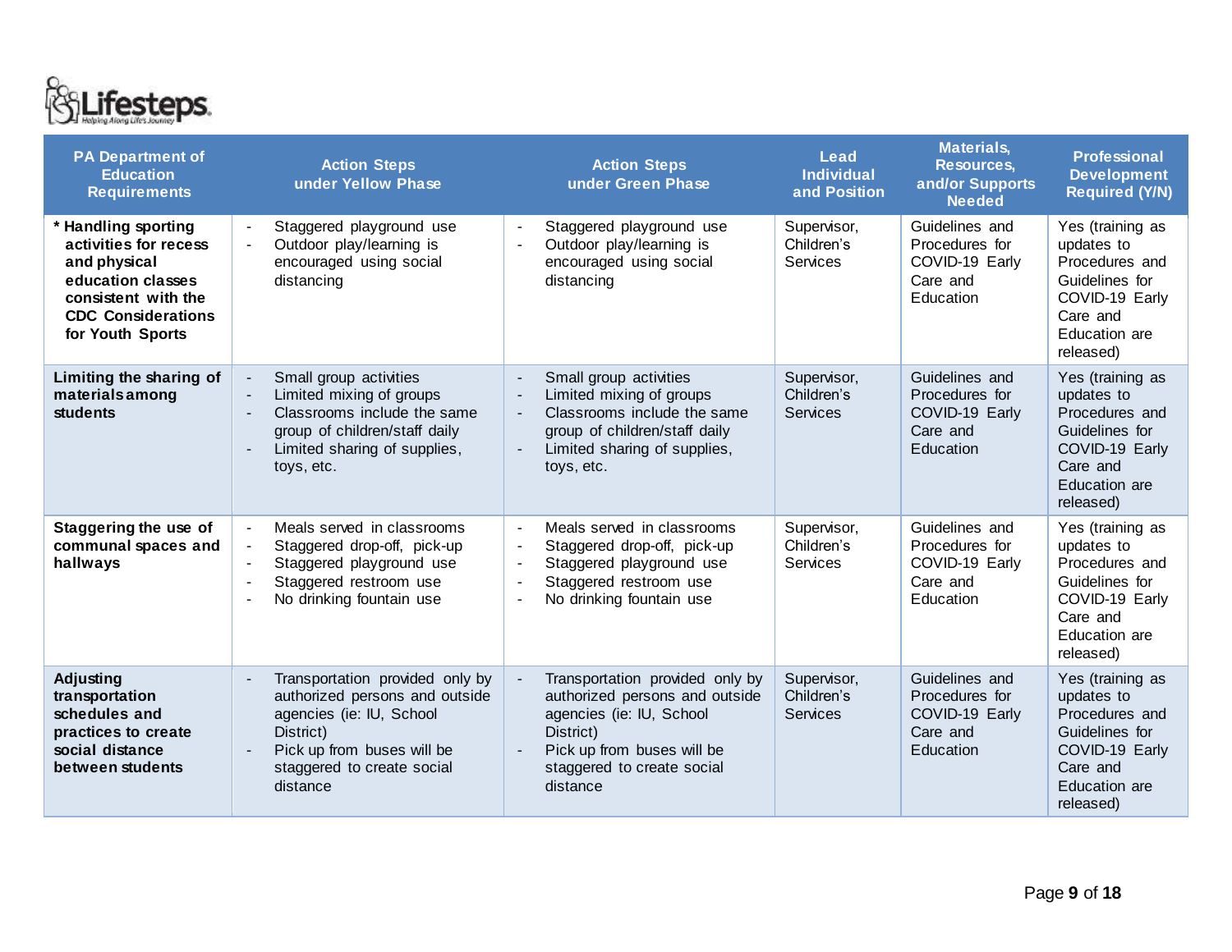| PA Department of Education Requirements | Action Steps under Yellow Phase | Action Steps under Green Phase | Lead Individual and Position | Materials, Resources, and/or Supports Needed | Professional Development Required (Y/N) |
|---|---|---|---|---|---|
| **\* Handling sporting activities for recess and physical education classes consistent with the CDC Considerations for Youth Sports** | - Staggered playground use<br>- Outdoor play/learning is encouraged using social distancing | - Staggered playground use<br>- Outdoor play/learning is encouraged using social distancing | Supervisor, Children's Services | Guidelines and Procedures for COVID-19 Early Care and Education | Yes (training as updates to Procedures and Guidelines for COVID-19 Early Care and Education are released) |
| **Limiting the sharing of materials among students** | - Small group activities<br>- Limited mixing of groups<br>- Classrooms include the same group of children/staff daily<br>- Limited sharing of supplies, toys, etc. | - Small group activities<br>- Limited mixing of groups<br>- Classrooms include the same group of children/staff daily<br>- Limited sharing of supplies, toys, etc. | Supervisor, Children's Services | Guidelines and Procedures for COVID-19 Early Care and Education | Yes (training as updates to Procedures and Guidelines for COVID-19 Early Care and Education are released) |
| **Staggering the use of communal spaces and hallways** | - Meals served in classrooms<br>- Staggered drop-off, pick-up<br>- Staggered playground use<br>- Staggered restroom use<br>- No drinking fountain use | - Meals served in classrooms<br>- Staggered drop-off, pick-up<br>- Staggered playground use<br>- Staggered restroom use<br>- No drinking fountain use | Supervisor, Children's Services | Guidelines and Procedures for COVID-19 Early Care and Education | Yes (training as updates to Procedures and Guidelines for COVID-19 Early Care and Education are released) |
| **Adjusting transportation schedules and practices to create social distance between students** | - Transportation provided only by authorized persons and outside agencies (ie: IU, School District)<br>- Pick up from buses will be staggered to create social distance | - Transportation provided only by authorized persons and outside agencies (ie: IU, School District)<br>- Pick up from buses will be staggered to create social distance | Supervisor, Children's Services | Guidelines and Procedures for COVID-19 Early Care and Education | Yes (training as updates to Procedures and Guidelines for COVID-19 Early Care and Education are released) |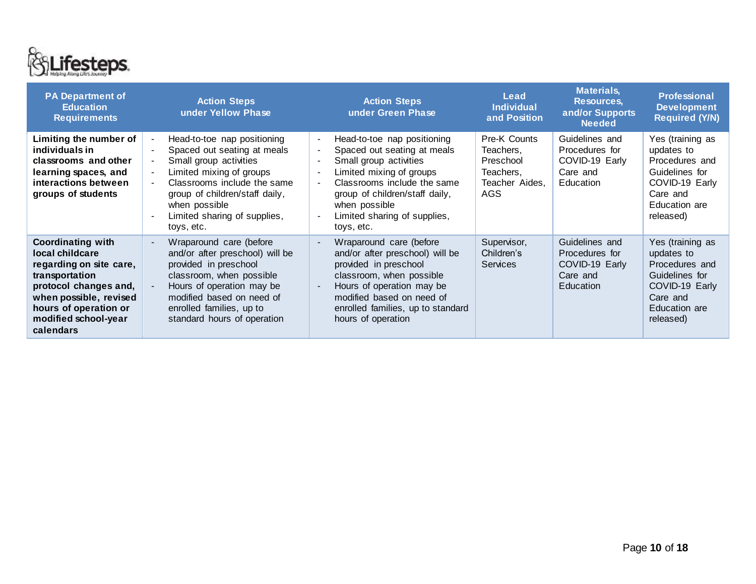| PA Department of Education Requirements | Action Steps under Yellow Phase | Action Steps under Green Phase | Lead Individual and Position | Materials, Resources, and/or Supports Needed | Professional Development Required (Y/N) |
|---|---|---|---|---|---|
| **Limiting the number of individuals in classrooms and other learning spaces, and interactions between groups of students** | - Head-to-toe nap positioning<br>- Spaced out seating at meals<br>- Small group activities<br>- Limited mixing of groups<br>- Classrooms include the same group of children/staff daily, when possible<br>- Limited sharing of supplies, toys, etc. | - Head-to-toe nap positioning<br>- Spaced out seating at meals<br>- Small group activities<br>- Limited mixing of groups<br>- Classrooms include the same group of children/staff daily, when possible<br>- Limited sharing of supplies, toys, etc. | Pre-K Counts Teachers, Preschool Teachers, Teacher Aides, AGS | Guidelines and Procedures for COVID-19 Early Care and Education | Yes (training as updates to Procedures and Guidelines for COVID-19 Early Care and Education are released) |
| **Coordinating with local childcare regarding on site care, transportation protocol changes and, when possible, revised hours of operation or modified school-year calendars** | - Wraparound care (before and/or after preschool) will be provided in preschool classroom, when possible<br>- Hours of operation may be modified based on need of enrolled families, up to standard hours of operation | - Wraparound care (before and/or after preschool) will be provided in preschool classroom, when possible<br>- Hours of operation may be modified based on need of enrolled families, up to standard hours of operation | Supervisor, Children's Services | Guidelines and Procedures for COVID-19 Early Care and Education | Yes (training as updates to Procedures and Guidelines for COVID-19 Early Care and Education are released) |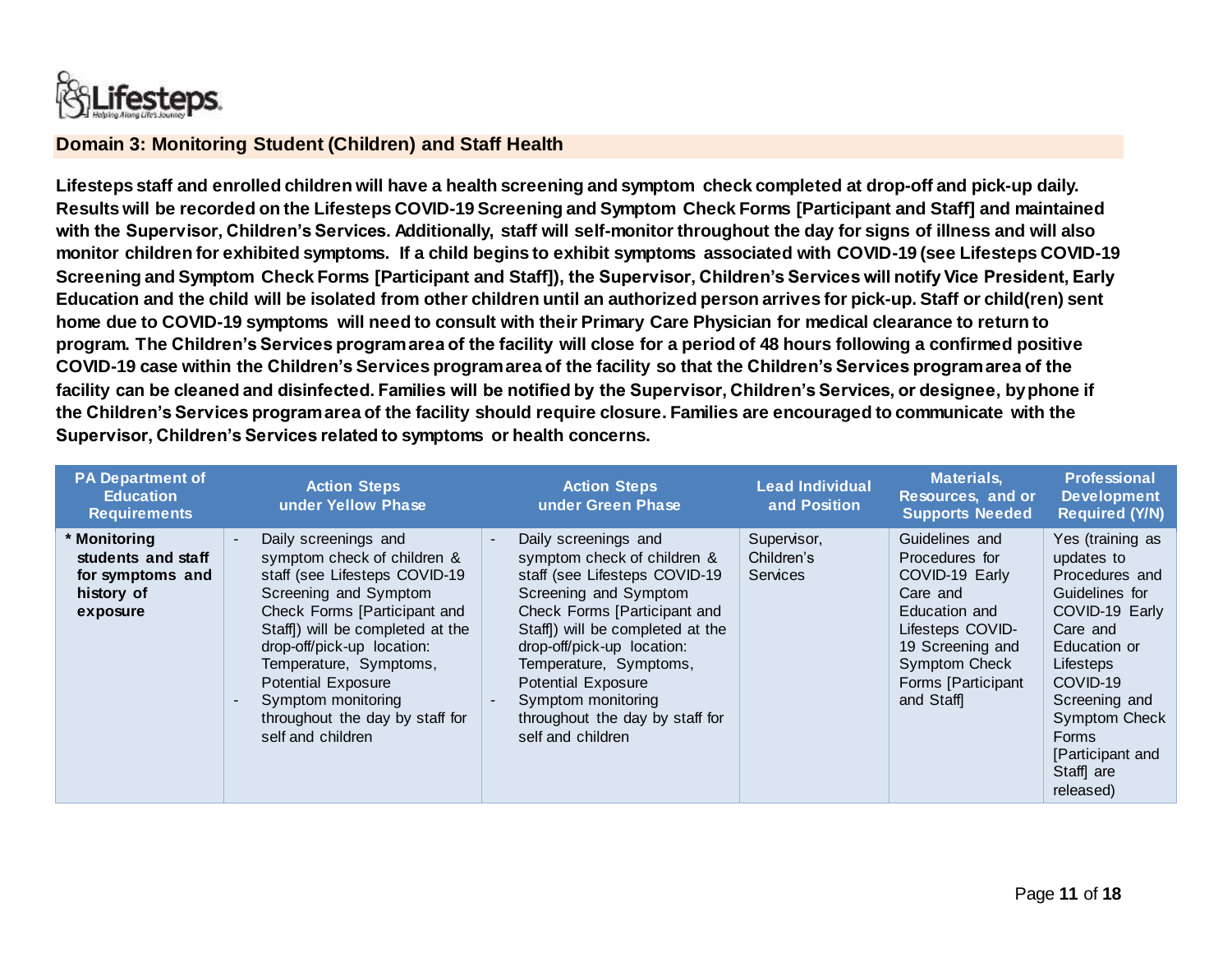## Domain 3: Monitoring Student (Children) and Staff Health

**Lifesteps staff and enrolled children will have a health screening and symptom check completed at drop-off and pick-up daily. Results will be recorded on the Lifesteps COVID-19 Screening and Symptom Check Forms [Participant and Staff] and maintained with the Supervisor, Children's Services. Additionally, staff will self-monitor throughout the day for signs of illness and will also monitor children for exhibited symptoms. If a child begins to exhibit symptoms associated with COVID-19 (see Lifesteps COVID-19 Screening and Symptom Check Forms [Participant and Staff]), the Supervisor, Children's Services will notify Vice President, Early Education and the child will be isolated from other children until an authorized person arrives for pick-up. Staff or child(ren) sent home due to COVID-19 symptoms will need to consult with their Primary Care Physician for medical clearance to return to program. The Children's Services program area of the facility will close for a period of 48 hours following a confirmed positive COVID-19 case within the Children's Services program area of the facility so that the Children's Services program area of the facility can be cleaned and disinfected. Families will be notified by the Supervisor, Children's Services, or designee, by phone if the Children's Services program area of the facility should require closure. Families are encouraged to communicate with the Supervisor, Children's Services related to symptoms or health concerns.**

| PA Department of Education Requirements | Action Steps under Yellow Phase | Action Steps under Green Phase | Lead Individual and Position | Materials, Resources, and or Supports Needed | Professional Development Required (Y/N) |
|---|---|---|---|---|---|
| **\* Monitoring students and staff for symptoms and history of exposure** | - Daily screenings and symptom check of children & staff (see Lifesteps COVID-19 Screening and Symptom Check Forms [Participant and Staff]) will be completed at the drop-off/pick-up location: Temperature, Symptoms, Potential Exposure<br>- Symptom monitoring throughout the day by staff for self and children | - Daily screenings and symptom check of children & staff (see Lifesteps COVID-19 Screening and Symptom Check Forms [Participant and Staff]) will be completed at the drop-off/pick-up location: Temperature, Symptoms, Potential Exposure<br>- Symptom monitoring throughout the day by staff for self and children | Supervisor, Children's Services | Guidelines and Procedures for COVID-19 Early Care and Education and Lifesteps COVID-19 Screening and Symptom Check Forms [Participant and Staff] | Yes (training as updates to Procedures and Guidelines for COVID-19 Early Care and Education or Lifesteps COVID-19 Screening and Symptom Check Forms [Participant and Staff] are released) |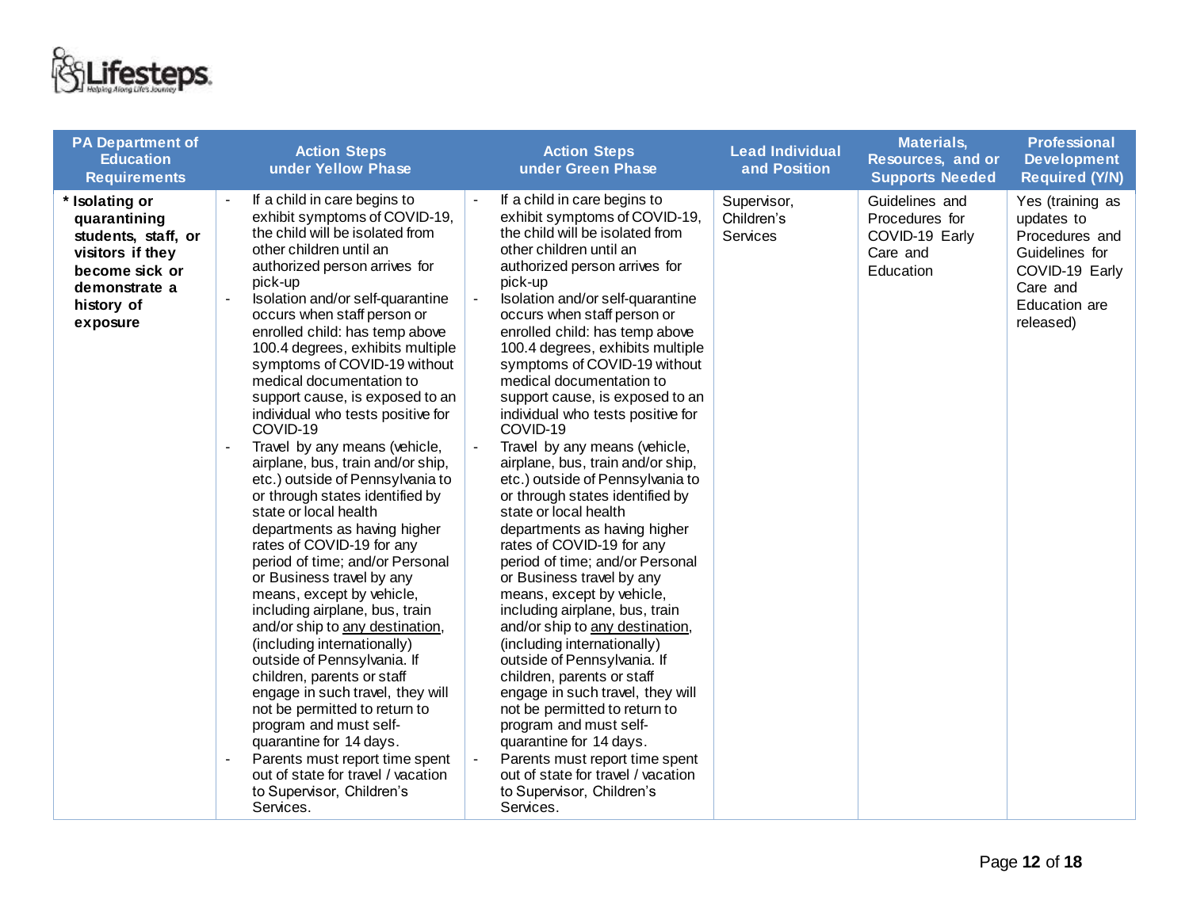| PA Department of Education Requirements | Action Steps under Yellow Phase | Action Steps under Green Phase | Lead Individual and Position | Materials, Resources, and or Supports Needed | Professional Development Required (Y/N) |
|---|---|---|---|---|---|
| **\* Isolating or quarantining students, staff, or visitors if they become sick or demonstrate a history of exposure** | - If a child in care begins to exhibit symptoms of COVID-19, the child will be isolated from other children until an authorized person arrives for pick-up<br>- Isolation and/or self-quarantine occurs when staff person or enrolled child: has temp above 100.4 degrees, exhibits multiple symptoms of COVID-19 without medical documentation to support cause, is exposed to an individual who tests positive for COVID-19<br>- Travel by any means (vehicle, airplane, bus, train and/or ship, etc.) outside of Pennsylvania to or through states identified by state or local health departments as having higher rates of COVID-19 for any period of time; and/or Personal or Business travel by any means, except by vehicle, including airplane, bus, train and/or ship to <u>any destination</u>, (including internationally) outside of Pennsylvania. If children, parents or staff engage in such travel, they will not be permitted to return to program and must self-quarantine for 14 days.<br>- Parents must report time spent out of state for travel / vacation to Supervisor, Children's Services. | - If a child in care begins to exhibit symptoms of COVID-19, the child will be isolated from other children until an authorized person arrives for pick-up<br>- Isolation and/or self-quarantine occurs when staff person or enrolled child: has temp above 100.4 degrees, exhibits multiple symptoms of COVID-19 without medical documentation to support cause, is exposed to an individual who tests positive for COVID-19<br>- Travel by any means (vehicle, airplane, bus, train and/or ship, etc.) outside of Pennsylvania to or through states identified by state or local health departments as having higher rates of COVID-19 for any period of time; and/or Personal or Business travel by any means, except by vehicle, including airplane, bus, train and/or ship to <u>any destination</u>, (including internationally) outside of Pennsylvania. If children, parents or staff engage in such travel, they will not be permitted to return to program and must self-quarantine for 14 days.<br>- Parents must report time spent out of state for travel / vacation to Supervisor, Children's Services. | Supervisor, Children's Services | Guidelines and Procedures for COVID-19 Early Care and Education | Yes (training as updates to Procedures and Guidelines for COVID-19 Early Care and Education are released) |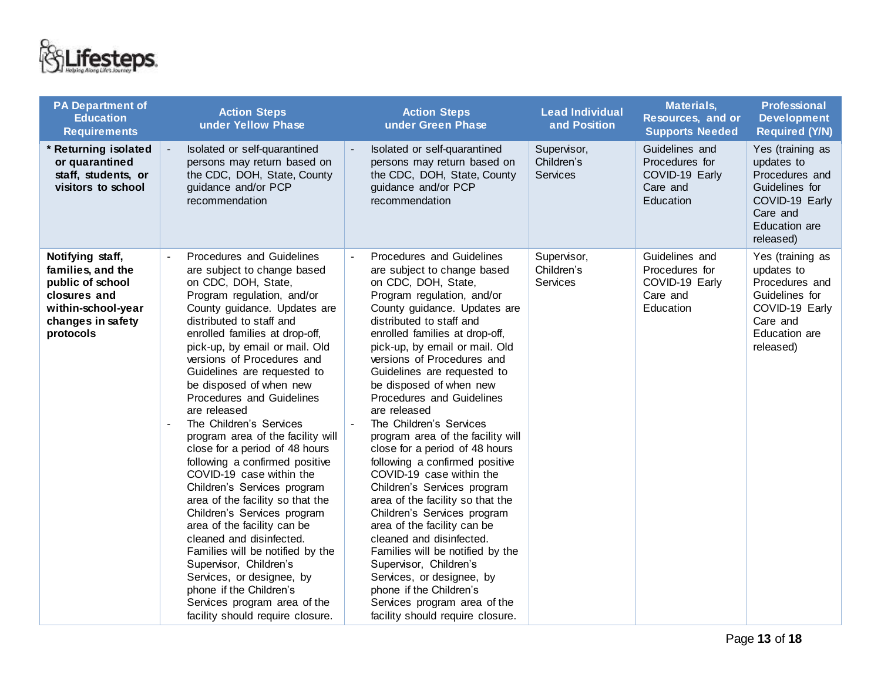| PA Department of Education Requirements | Action Steps under Yellow Phase | Action Steps under Green Phase | Lead Individual and Position | Materials, Resources, and or Supports Needed | Professional Development Required (Y/N) |
|---|---|---|---|---|---|
| * **Returning isolated or quarantined staff, students, or visitors to school** | - Isolated or self-quarantined persons may return based on the CDC, DOH, State, County guidance and/or PCP recommendation | - Isolated or self-quarantined persons may return based on the CDC, DOH, State, County guidance and/or PCP recommendation | Supervisor, Children's Services | Guidelines and Procedures for COVID-19 Early Care and Education | Yes (training as updates to Procedures and Guidelines for COVID-19 Early Care and Education are released) |
| **Notifying staff, families, and the public of school closures and within-school-year changes in safety protocols** | - Procedures and Guidelines are subject to change based on CDC, DOH, State, Program regulation, and/or County guidance. Updates are distributed to staff and enrolled families at drop-off, pick-up, by email or mail. Old versions of Procedures and Guidelines are requested to be disposed of when new Procedures and Guidelines are released<br>- The Children's Services program area of the facility will close for a period of 48 hours following a confirmed positive COVID-19 case within the Children's Services program area of the facility so that the Children's Services program area of the facility can be cleaned and disinfected. Families will be notified by the Supervisor, Children's Services, or designee, by phone if the Children's Services program area of the facility should require closure. | - Procedures and Guidelines are subject to change based on CDC, DOH, State, Program regulation, and/or County guidance. Updates are distributed to staff and enrolled families at drop-off, pick-up, by email or mail. Old versions of Procedures and Guidelines are requested to be disposed of when new Procedures and Guidelines are released<br>- The Children's Services program area of the facility will close for a period of 48 hours following a confirmed positive COVID-19 case within the Children's Services program area of the facility so that the Children's Services program area of the facility can be cleaned and disinfected. Families will be notified by the Supervisor, Children's Services, or designee, by phone if the Children's Services program area of the facility should require closure. | Supervisor, Children's Services | Guidelines and Procedures for COVID-19 Early Care and Education | Yes (training as updates to Procedures and Guidelines for COVID-19 Early Care and Education are released) |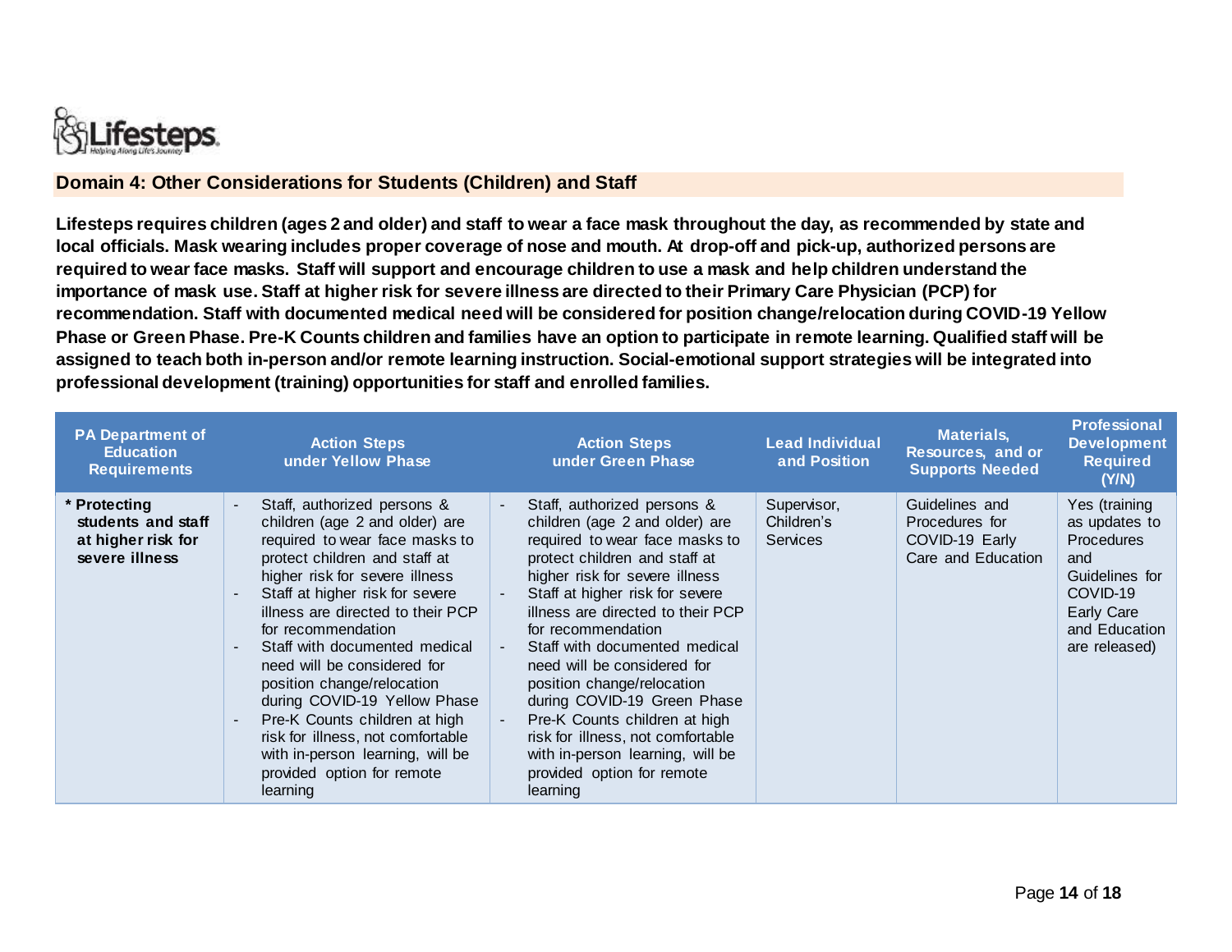## Domain 4: Other Considerations for Students (Children) and Staff

**Lifesteps requires children (ages 2 and older) and staff to wear a face mask throughout the day, as recommended by state and local officials. Mask wearing includes proper coverage of nose and mouth. At drop-off and pick-up, authorized persons are required to wear face masks. Staff will support and encourage children to use a mask and help children understand the importance of mask use. Staff at higher risk for severe illness are directed to their Primary Care Physician (PCP) for recommendation. Staff with documented medical need will be considered for position change/relocation during COVID-19 Yellow Phase or Green Phase. Pre-K Counts children and families have an option to participate in remote learning. Qualified staff will be assigned to teach both in-person and/or remote learning instruction. Social-emotional support strategies will be integrated into professional development (training) opportunities for staff and enrolled families.**

| PA Department of Education Requirements | Action Steps under Yellow Phase | Action Steps under Green Phase | Lead Individual and Position | Materials, Resources, and or Supports Needed | Professional Development Required (Y/N) |
|---|---|---|---|---|---|
| **\* Protecting students and staff at higher risk for severe illness** | - Staff, authorized persons & children (age 2 and older) are required to wear face masks to protect children and staff at higher risk for severe illness<br>- Staff at higher risk for severe illness are directed to their PCP for recommendation<br>- Staff with documented medical need will be considered for position change/relocation during COVID-19 Yellow Phase<br>- Pre-K Counts children at high risk for illness, not comfortable with in-person learning, will be provided option for remote learning | - Staff, authorized persons & children (age 2 and older) are required to wear face masks to protect children and staff at higher risk for severe illness<br>- Staff at higher risk for severe illness are directed to their PCP for recommendation<br>- Staff with documented medical need will be considered for position change/relocation during COVID-19 Green Phase<br>- Pre-K Counts children at high risk for illness, not comfortable with in-person learning, will be provided option for remote learning | Supervisor, Children's Services | Guidelines and Procedures for COVID-19 Early Care and Education | Yes (training as updates to Procedures and Guidelines for COVID-19 Early Care and Education are released) |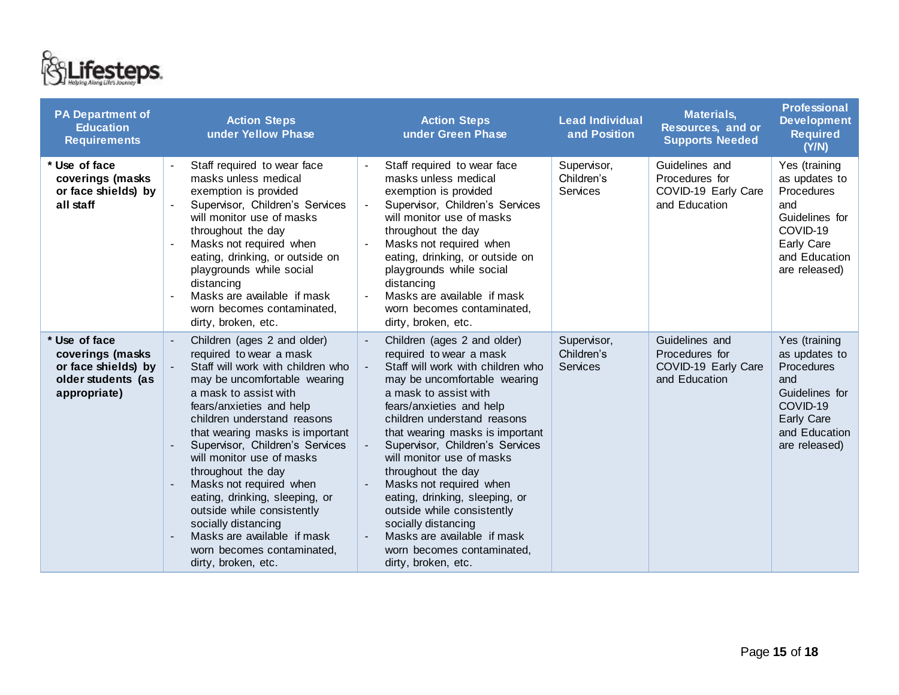| PA Department of Education Requirements | Action Steps under Yellow Phase | Action Steps under Green Phase | Lead Individual and Position | Materials, Resources, and or Supports Needed | Professional Development Required (Y/N) |
|---|---|---|---|---|---|
| **\* Use of face coverings (masks or face shields) by all staff** | - Staff required to wear face masks unless medical exemption is provided<br>- Supervisor, Children's Services will monitor use of masks throughout the day<br>- Masks not required when eating, drinking, or outside on playgrounds while social distancing<br>- Masks are available if mask worn becomes contaminated, dirty, broken, etc. | - Staff required to wear face masks unless medical exemption is provided<br>- Supervisor, Children's Services will monitor use of masks throughout the day<br>- Masks not required when eating, drinking, or outside on playgrounds while social distancing<br>- Masks are available if mask worn becomes contaminated, dirty, broken, etc. | Supervisor, Children's Services | Guidelines and Procedures for COVID-19 Early Care and Education | Yes (training as updates to Procedures and Guidelines for COVID-19 Early Care and Education are released) |
| **\* Use of face coverings (masks or face shields) by older students (as appropriate)** | - Children (ages 2 and older) required to wear a mask<br>- Staff will work with children who may be uncomfortable wearing a mask to assist with fears/anxieties and help children understand reasons that wearing masks is important<br>- Supervisor, Children's Services will monitor use of masks throughout the day<br>- Masks not required when eating, drinking, sleeping, or outside while consistently socially distancing<br>- Masks are available if mask worn becomes contaminated, dirty, broken, etc. | - Children (ages 2 and older) required to wear a mask<br>- Staff will work with children who may be uncomfortable wearing a mask to assist with fears/anxieties and help children understand reasons that wearing masks is important<br>- Supervisor, Children's Services will monitor use of masks throughout the day<br>- Masks not required when eating, drinking, sleeping, or outside while consistently socially distancing<br>- Masks are available if mask worn becomes contaminated, dirty, broken, etc. | Supervisor, Children's Services | Guidelines and Procedures for COVID-19 Early Care and Education | Yes (training as updates to Procedures and Guidelines for COVID-19 Early Care and Education are released) |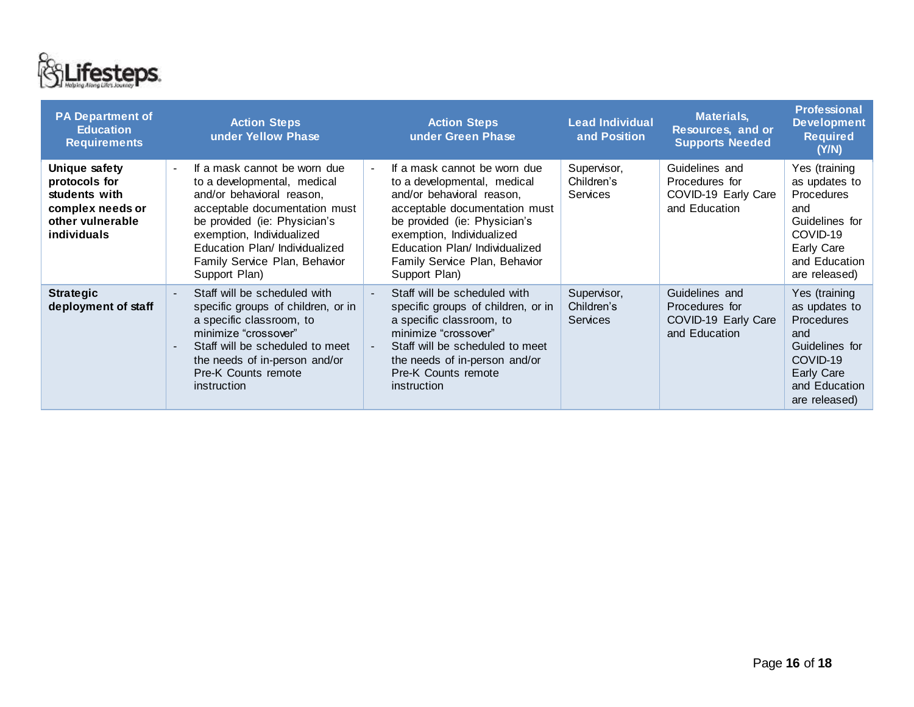| PA Department of Education Requirements | Action Steps under Yellow Phase | Action Steps under Green Phase | Lead Individual and Position | Materials, Resources, and or Supports Needed | Professional Development Required (Y/N) |
|---|---|---|---|---|---|
| **Unique safety protocols for students with complex needs or other vulnerable individuals** | - If a mask cannot be worn due to a developmental, medical and/or behavioral reason, acceptable documentation must be provided (ie: Physician's exemption, Individualized Education Plan/ Individualized Family Service Plan, Behavior Support Plan) | - If a mask cannot be worn due to a developmental, medical and/or behavioral reason, acceptable documentation must be provided (ie: Physician's exemption, Individualized Education Plan/ Individualized Family Service Plan, Behavior Support Plan) | Supervisor, Children's Services | Guidelines and Procedures for COVID-19 Early Care and Education | Yes (training as updates to Procedures and Guidelines for COVID-19 Early Care and Education are released) |
| **Strategic deployment of staff** | - Staff will be scheduled with specific groups of children, or in a specific classroom, to minimize "crossover"<br>- Staff will be scheduled to meet the needs of in-person and/or Pre-K Counts remote instruction | - Staff will be scheduled with specific groups of children, or in a specific classroom, to minimize "crossover"<br>- Staff will be scheduled to meet the needs of in-person and/or Pre-K Counts remote instruction | Supervisor, Children's Services | Guidelines and Procedures for COVID-19 Early Care and Education | Yes (training as updates to Procedures and Guidelines for COVID-19 Early Care and Education are released) |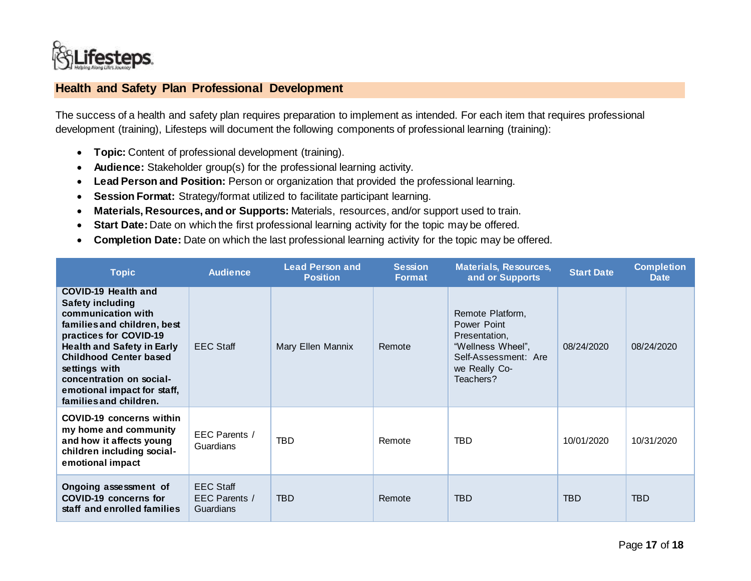## Health and Safety Plan Professional Development

The success of a health and safety plan requires preparation to implement as intended. For each item that requires professional development (training), Lifesteps will document the following components of professional learning (training):

- **Topic:** Content of professional development (training).
- **Audience:** Stakeholder group(s) for the professional learning activity.
- **Lead Person and Position:** Person or organization that provided the professional learning.
- **Session Format:** Strategy/format utilized to facilitate participant learning.
- **Materials, Resources, and or Supports:** Materials, resources, and/or support used to train.
- **Start Date:** Date on which the first professional learning activity for the topic may be offered.
- **Completion Date:** Date on which the last professional learning activity for the topic may be offered.

| Topic | Audience | Lead Person and Position | Session Format | Materials, Resources, and or Supports | Start Date | Completion Date |
|---|---|---|---|---|---|---|
| **COVID-19 Health and Safety including communication with families and children, best practices for COVID-19 Health and Safety in Early Childhood Center based settings with concentration on social-emotional impact for staff, families and children.** | EEC Staff | Mary Ellen Mannix | Remote | Remote Platform, Power Point Presentation, "Wellness Wheel", Self-Assessment: Are we Really Co-Teachers? | 08/24/2020 | 08/24/2020 |
| **COVID-19 concerns within my home and community and how it affects young children including social-emotional impact** | EEC Parents / Guardians | TBD | Remote | TBD | 10/01/2020 | 10/31/2020 |
| **Ongoing assessment of COVID-19 concerns for staff and enrolled families** | EEC Staff EEC Parents / Guardians | TBD | Remote | TBD | TBD | TBD |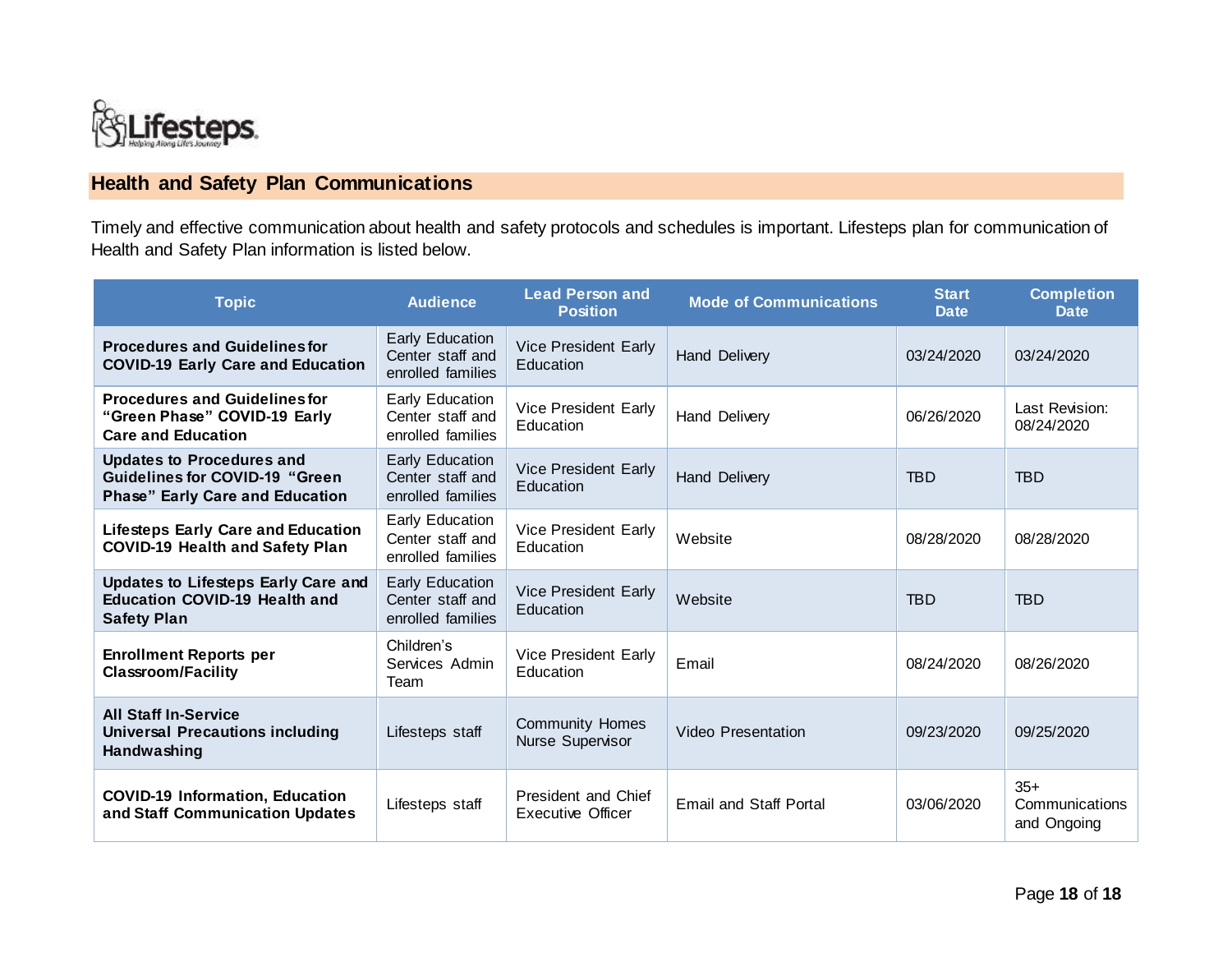## Health and Safety Plan Communications

Timely and effective communication about health and safety protocols and schedules is important. Lifesteps plan for communication of Health and Safety Plan information is listed below.

| Topic | Audience | Lead Person and Position | Mode of Communications | Start Date | Completion Date |
|---|---|---|---|---|---|
| **Procedures and Guidelines for COVID-19 Early Care and Education** | Early Education Center staff and enrolled families | Vice President Early Education | Hand Delivery | 03/24/2020 | 03/24/2020 |
| **Procedures and Guidelines for "Green Phase" COVID-19 Early Care and Education** | Early Education Center staff and enrolled families | Vice President Early Education | Hand Delivery | 06/26/2020 | Last Revision: 08/24/2020 |
| **Updates to Procedures and Guidelines for COVID-19 "Green Phase" Early Care and Education** | Early Education Center staff and enrolled families | Vice President Early Education | Hand Delivery | TBD | TBD |
| **Lifesteps Early Care and Education COVID-19 Health and Safety Plan** | Early Education Center staff and enrolled families | Vice President Early Education | Website | 08/28/2020 | 08/28/2020 |
| **Updates to Lifesteps Early Care and Education COVID-19 Health and Safety Plan** | Early Education Center staff and enrolled families | Vice President Early Education | Website | TBD | TBD |
| **Enrollment Reports per Classroom/Facility** | Children's Services Admin Team | Vice President Early Education | Email | 08/24/2020 | 08/26/2020 |
| **All Staff In-Service Universal Precautions including Handwashing** | Lifesteps staff | Community Homes Nurse Supervisor | Video Presentation | 09/23/2020 | 09/25/2020 |
| **COVID-19 Information, Education and Staff Communication Updates** | Lifesteps staff | President and Chief Executive Officer | Email and Staff Portal | 03/06/2020 | 35+ Communications and Ongoing |